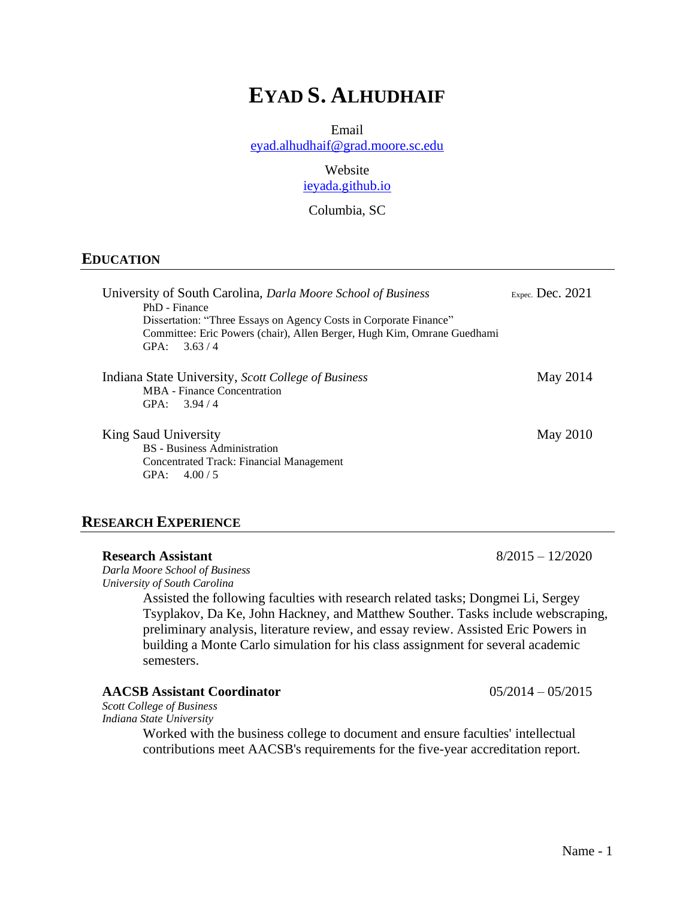# EYAD S. ALHUDHAIF

Email
[eyad.alhudhaif@grad.moore.sc.edu](mailto:eyad.alhudhaif@grad.moore.sc.edu)

Website
[ieyada.github.io](https://ieyada.github.io)

Columbia, SC

## EDUCATION

**University of South Carolina**, *Darla Moore School of Business* — Expec. Dec. 2021
PhD - Finance
Dissertation: "Three Essays on Agency Costs in Corporate Finance"
Committee: Eric Powers (chair), Allen Berger, Hugh Kim, Omrane Guedhami
GPA: 3.63 / 4

**Indiana State University**, *Scott College of Business* — May 2014
MBA - Finance Concentration
GPA: 3.94 / 4

**King Saud University** — May 2010
BS - Business Administration
Concentrated Track: Financial Management
GPA: 4.00 / 5

## RESEARCH EXPERIENCE

**Research Assistant** — 8/2015 – 12/2020
*Darla Moore School of Business*
*University of South Carolina*

Assisted the following faculties with research related tasks; Dongmei Li, Sergey Tsyplakov, Da Ke, John Hackney, and Matthew Souther. Tasks include webscraping, preliminary analysis, literature review, and essay review. Assisted Eric Powers in building a Monte Carlo simulation for his class assignment for several academic semesters.

**AACSB Assistant Coordinator** — 05/2014 – 05/2015
*Scott College of Business*
*Indiana State University*

Worked with the business college to document and ensure faculties' intellectual contributions meet AACSB's requirements for the five-year accreditation report.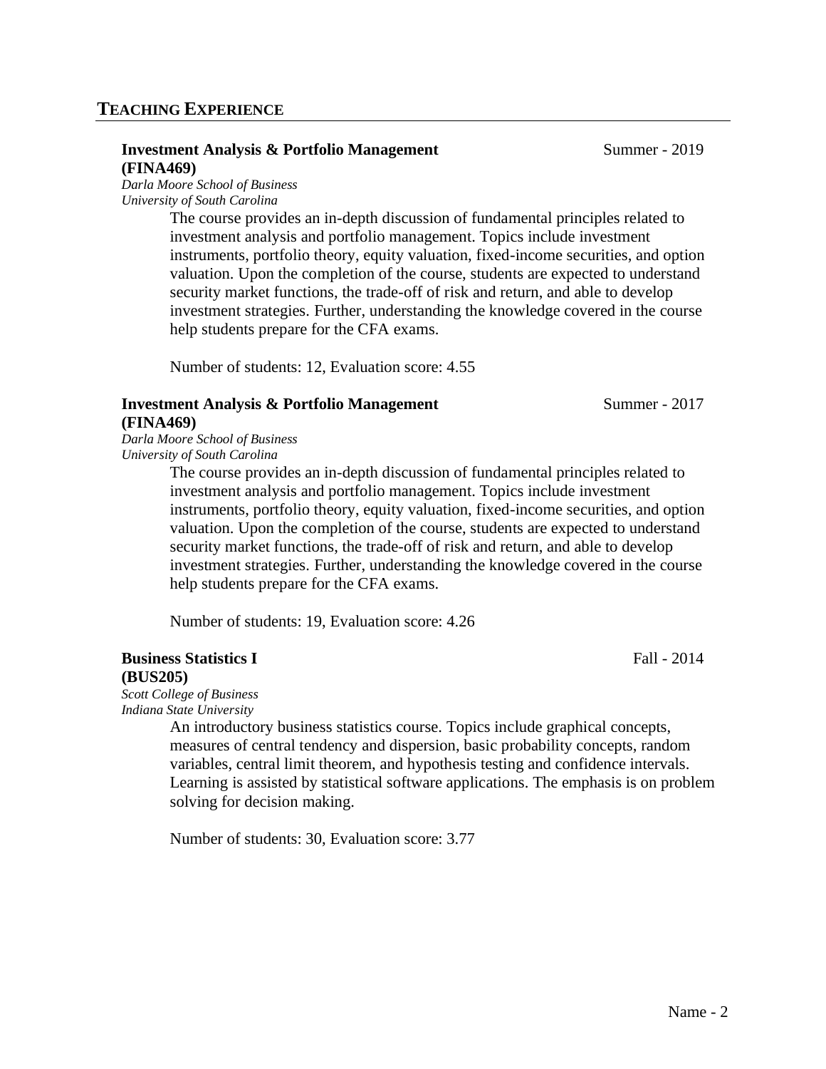## TEACHING EXPERIENCE

**Investment Analysis & Portfolio Management (FINA469)** Summer - 2019

*Darla Moore School of Business*
*University of South Carolina*

The course provides an in-depth discussion of fundamental principles related to investment analysis and portfolio management. Topics include investment instruments, portfolio theory, equity valuation, fixed-income securities, and option valuation. Upon the completion of the course, students are expected to understand security market functions, the trade-off of risk and return, and able to develop investment strategies. Further, understanding the knowledge covered in the course help students prepare for the CFA exams.

Number of students: 12, Evaluation score: 4.55

**Investment Analysis & Portfolio Management (FINA469)** Summer - 2017

*Darla Moore School of Business*
*University of South Carolina*

The course provides an in-depth discussion of fundamental principles related to investment analysis and portfolio management. Topics include investment instruments, portfolio theory, equity valuation, fixed-income securities, and option valuation. Upon the completion of the course, students are expected to understand security market functions, the trade-off of risk and return, and able to develop investment strategies. Further, understanding the knowledge covered in the course help students prepare for the CFA exams.

Number of students: 19, Evaluation score: 4.26

**Business Statistics I (BUS205)** Fall - 2014

*Scott College of Business*
*Indiana State University*

An introductory business statistics course. Topics include graphical concepts, measures of central tendency and dispersion, basic probability concepts, random variables, central limit theorem, and hypothesis testing and confidence intervals. Learning is assisted by statistical software applications. The emphasis is on problem solving for decision making.

Number of students: 30, Evaluation score: 3.77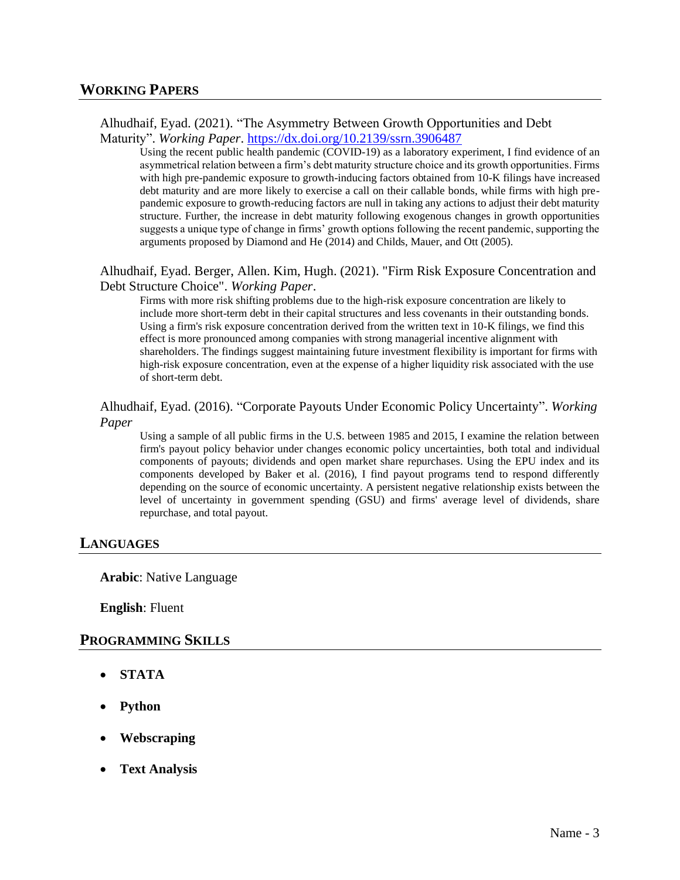## WORKING PAPERS

Alhudhaif, Eyad. (2021). "The Asymmetry Between Growth Opportunities and Debt Maturity". *Working Paper*. https://dx.doi.org/10.2139/ssrn.3906487

> Using the recent public health pandemic (COVID-19) as a laboratory experiment, I find evidence of an asymmetrical relation between a firm's debt maturity structure choice and its growth opportunities. Firms with high pre-pandemic exposure to growth-inducing factors obtained from 10-K filings have increased debt maturity and are more likely to exercise a call on their callable bonds, while firms with high pre-pandemic exposure to growth-reducing factors are null in taking any actions to adjust their debt maturity structure. Further, the increase in debt maturity following exogenous changes in growth opportunities suggests a unique type of change in firms' growth options following the recent pandemic, supporting the arguments proposed by Diamond and He (2014) and Childs, Mauer, and Ott (2005).

Alhudhaif, Eyad. Berger, Allen. Kim, Hugh. (2021). "Firm Risk Exposure Concentration and Debt Structure Choice". *Working Paper*.

> Firms with more risk shifting problems due to the high-risk exposure concentration are likely to include more short-term debt in their capital structures and less covenants in their outstanding bonds. Using a firm's risk exposure concentration derived from the written text in 10-K filings, we find this effect is more pronounced among companies with strong managerial incentive alignment with shareholders. The findings suggest maintaining future investment flexibility is important for firms with high-risk exposure concentration, even at the expense of a higher liquidity risk associated with the use of short-term debt.

Alhudhaif, Eyad. (2016). "Corporate Payouts Under Economic Policy Uncertainty". *Working Paper*

> Using a sample of all public firms in the U.S. between 1985 and 2015, I examine the relation between firm's payout policy behavior under changes economic policy uncertainties, both total and individual components of payouts; dividends and open market share repurchases. Using the EPU index and its components developed by Baker et al. (2016), I find payout programs tend to respond differently depending on the source of economic uncertainty. A persistent negative relationship exists between the level of uncertainty in government spending (GSU) and firms' average level of dividends, share repurchase, and total payout.

## LANGUAGES

**Arabic**: Native Language

**English**: Fluent

## PROGRAMMING SKILLS

- **STATA**
- **Python**
- **Webscraping**
- **Text Analysis**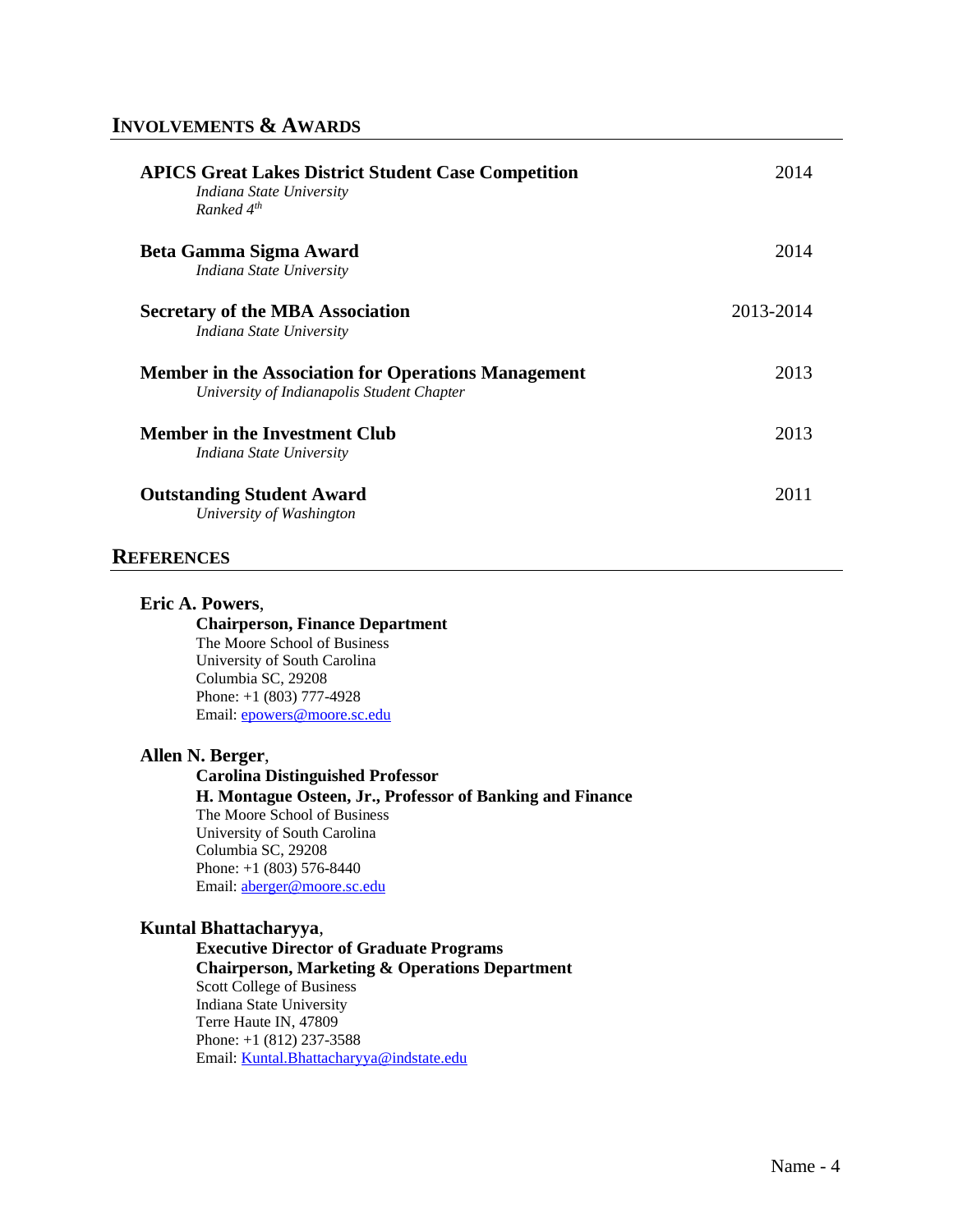## Involvements & Awards

**APICS Great Lakes District Student Case Competition** 2014
*Indiana State University*
*Ranked 4th*

**Beta Gamma Sigma Award** 2014
*Indiana State University*

**Secretary of the MBA Association** 2013-2014
*Indiana State University*

**Member in the Association for Operations Management** 2013
*University of Indianapolis Student Chapter*

**Member in the Investment Club** 2013
*Indiana State University*

**Outstanding Student Award** 2011
*University of Washington*

## References

**Eric A. Powers**,
**Chairperson, Finance Department**
The Moore School of Business
University of South Carolina
Columbia SC, 29208
Phone: +1 (803) 777-4928
Email: epowers@moore.sc.edu

**Allen N. Berger**,
**Carolina Distinguished Professor**
**H. Montague Osteen, Jr., Professor of Banking and Finance**
The Moore School of Business
University of South Carolina
Columbia SC, 29208
Phone: +1 (803) 576-8440
Email: aberger@moore.sc.edu

**Kuntal Bhattacharyya**,
**Executive Director of Graduate Programs**
**Chairperson, Marketing & Operations Department**
Scott College of Business
Indiana State University
Terre Haute IN, 47809
Phone: +1 (812) 237-3588
Email: Kuntal.Bhattacharyya@indstate.edu